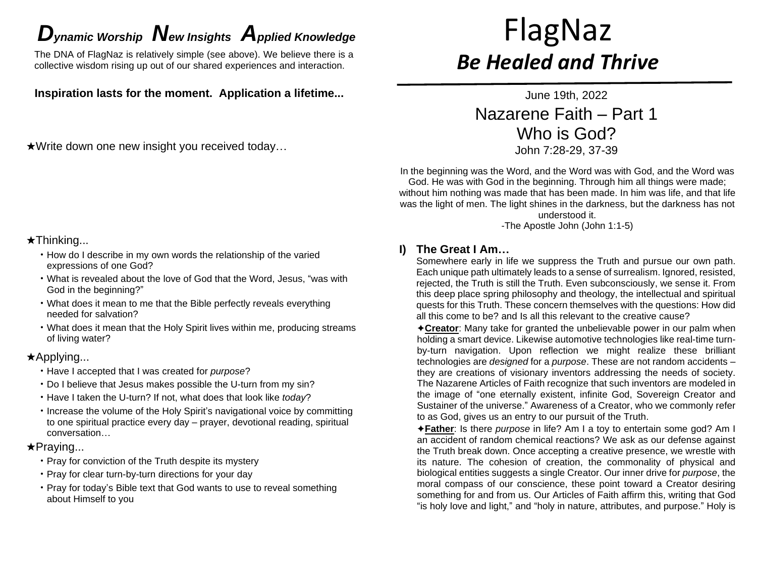***D**ynamic Worship* ***N**ew Insights* ***A**pplied Knowledge*

The DNA of FlagNaz is relatively simple (see above). We believe there is a collective wisdom rising up out of our shared experiences and interaction.

**Inspiration lasts for the moment. Application a lifetime...**

★Write down one new insight you received today…

★Thinking...

- How do I describe in my own words the relationship of the varied expressions of one God?
- What is revealed about the love of God that the Word, Jesus, "was with God in the beginning?"
- What does it mean to me that the Bible perfectly reveals everything needed for salvation?
- What does it mean that the Holy Spirit lives within me, producing streams of living water?

★Applying...

- Have I accepted that I was created for *purpose*?
- Do I believe that Jesus makes possible the U-turn from my sin?
- Have I taken the U-turn? If not, what does that look like *today*?
- Increase the volume of the Holy Spirit's navigational voice by committing to one spiritual practice every day – prayer, devotional reading, spiritual conversation…

★Praying...

- Pray for conviction of the Truth despite its mystery
- Pray for clear turn-by-turn directions for your day
- Pray for today's Bible text that God wants to use to reveal something about Himself to you

# FlagNaz

## *Be Healed and Thrive*

June 19th, 2022

## Nazarene Faith – Part 1
## Who is God?

John 7:28-29, 37-39

In the beginning was the Word, and the Word was with God, and the Word was God. He was with God in the beginning. Through him all things were made; without him nothing was made that has been made. In him was life, and that life was the light of men. The light shines in the darkness, but the darkness has not understood it.
-The Apostle John (John 1:1-5)

### I) The Great I Am…

Somewhere early in life we suppress the Truth and pursue our own path. Each unique path ultimately leads to a sense of surrealism. Ignored, resisted, rejected, the Truth is still the Truth. Even subconsciously, we sense it. From this deep place spring philosophy and theology, the intellectual and spiritual quests for this Truth. These concern themselves with the questions: How did all this come to be? and Is all this relevant to the creative cause?

✦**Creator**: Many take for granted the unbelievable power in our palm when holding a smart device. Likewise automotive technologies like real-time turn-by-turn navigation. Upon reflection we might realize these brilliant technologies are *designed* for a *purpose*. These are not random accidents – they are creations of visionary inventors addressing the needs of society. The Nazarene Articles of Faith recognize that such inventors are modeled in the image of "one eternally existent, infinite God, Sovereign Creator and Sustainer of the universe." Awareness of a Creator, who we commonly refer to as God, gives us an entry to our pursuit of the Truth.

✦**Father**: Is there *purpose* in life? Am I a toy to entertain some god? Am I an accident of random chemical reactions? We ask as our defense against the Truth break down. Once accepting a creative presence, we wrestle with its nature. The cohesion of creation, the commonality of physical and biological entities suggests a single Creator. Our inner drive for *purpose*, the moral compass of our conscience, these point toward a Creator desiring something for and from us. Our Articles of Faith affirm this, writing that God "is holy love and light," and "holy in nature, attributes, and purpose." Holy is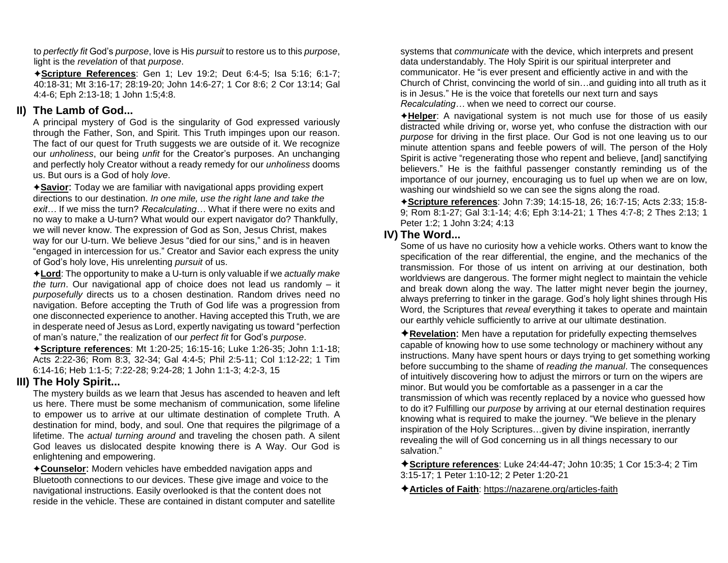to *perfectly fit* God's *purpose*, love is His *pursuit* to restore us to this *purpose*, light is the *revelation* of that *purpose*.

✦**Scripture References**: Gen 1; Lev 19:2; Deut 6:4-5; Isa 5:16; 6:1-7; 40:18-31; Mt 3:16-17; 28:19-20; John 14:6-27; 1 Cor 8:6; 2 Cor 13:14; Gal 4:4-6; Eph 2:13-18; 1 John 1:5;4:8.

## II) The Lamb of God...

A principal mystery of God is the singularity of God expressed variously through the Father, Son, and Spirit. This Truth impinges upon our reason. The fact of our quest for Truth suggests we are outside of it. We recognize our *unholiness*, our being *unfit* for the Creator's purposes. An unchanging and perfectly holy Creator without a ready remedy for our *unholiness* dooms us. But ours is a God of holy *love*.

✦**Savior:** Today we are familiar with navigational apps providing expert directions to our destination. *In one mile, use the right lane and take the exit…* If we miss the turn? *Recalculating…* What if there were no exits and no way to make a U-turn? What would our expert navigator do? Thankfully, we will never know. The expression of God as Son, Jesus Christ, makes way for our U-turn. We believe Jesus "died for our sins," and is in heaven "engaged in intercession for us." Creator and Savior each express the unity of God's holy love, His unrelenting *pursuit* of us.

✦**Lord**: The opportunity to make a U-turn is only valuable if we *actually make the turn*. Our navigational app of choice does not lead us randomly – it *purposefully* directs us to a chosen destination. Random drives need no navigation. Before accepting the Truth of God life was a progression from one disconnected experience to another. Having accepted this Truth, we are in desperate need of Jesus as Lord, expertly navigating us toward "perfection of man's nature," the realization of our *perfect fit* for God's *purpose*.

✦**Scripture references**: Mt 1:20-25; 16:15-16; Luke 1:26-35; John 1:1-18; Acts 2:22-36; Rom 8:3, 32-34; Gal 4:4-5; Phil 2:5-11; Col 1:12-22; 1 Tim 6:14-16; Heb 1:1-5; 7:22-28; 9:24-28; 1 John 1:1-3; 4:2-3, 15

## III) The Holy Spirit...

The mystery builds as we learn that Jesus has ascended to heaven and left us here. There must be some mechanism of communication, some lifeline to empower us to arrive at our ultimate destination of complete Truth. A destination for mind, body, and soul. One that requires the pilgrimage of a lifetime. The *actual turning around* and traveling the chosen path. A silent God leaves us dislocated despite knowing there is A Way. Our God is enlightening and empowering.

✦**Counselor:** Modern vehicles have embedded navigation apps and Bluetooth connections to our devices. These give image and voice to the navigational instructions. Easily overlooked is that the content does not reside in the vehicle. These are contained in distant computer and satellite systems that *communicate* with the device, which interprets and present data understandably. The Holy Spirit is our spiritual interpreter and communicator. He "is ever present and efficiently active in and with the Church of Christ, convincing the world of sin…and guiding into all truth as it is in Jesus." He is the voice that foretells our next turn and says *Recalculating…* when we need to correct our course.

✦**Helper**: A navigational system is not much use for those of us easily distracted while driving or, worse yet, who confuse the distraction with our *purpose* for driving in the first place. Our God is not one leaving us to our minute attention spans and feeble powers of will. The person of the Holy Spirit is active "regenerating those who repent and believe, [and] sanctifying believers." He is the faithful passenger constantly reminding us of the importance of our journey, encouraging us to fuel up when we are on low, washing our windshield so we can see the signs along the road.

✦**Scripture references**: John 7:39; 14:15-18, 26; 16:7-15; Acts 2:33; 15:8-9; Rom 8:1-27; Gal 3:1-14; 4:6; Eph 3:14-21; 1 Thes 4:7-8; 2 Thes 2:13; 1 Peter 1:2; 1 John 3:24; 4:13

## IV) The Word...

Some of us have no curiosity how a vehicle works. Others want to know the specification of the rear differential, the engine, and the mechanics of the transmission. For those of us intent on arriving at our destination, both worldviews are dangerous. The former might neglect to maintain the vehicle and break down along the way. The latter might never begin the journey, always preferring to tinker in the garage. God's holy light shines through His Word, the Scriptures that *reveal* everything it takes to operate and maintain our earthly vehicle sufficiently to arrive at our ultimate destination.

✦**Revelation:** Men have a reputation for pridefully expecting themselves capable of knowing how to use some technology or machinery without any instructions. Many have spent hours or days trying to get something working before succumbing to the shame of *reading the manual*. The consequences of intuitively discovering how to adjust the mirrors or turn on the wipers are minor. But would you be comfortable as a passenger in a car the transmission of which was recently replaced by a novice who guessed how to do it? Fulfilling our *purpose* by arriving at our eternal destination requires knowing what is required to make the journey. "We believe in the plenary inspiration of the Holy Scriptures…given by divine inspiration, inerrantly revealing the will of God concerning us in all things necessary to our salvation."

✦**Scripture references**: Luke 24:44-47; John 10:35; 1 Cor 15:3-4; 2 Tim 3:15-17; 1 Peter 1:10-12; 2 Peter 1:20-21

✦**Articles of Faith**: https://nazarene.org/articles-faith